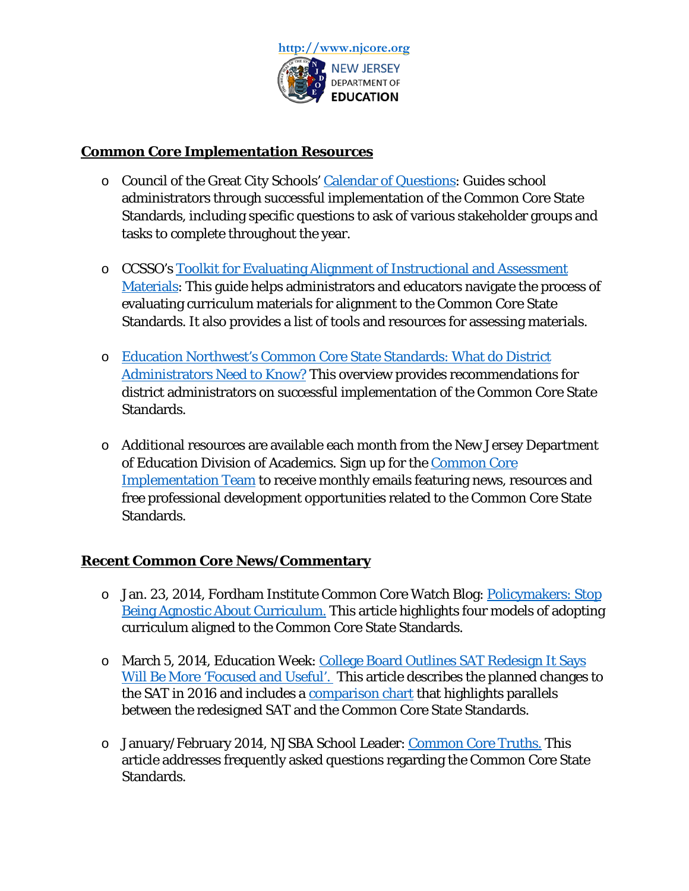http://www.njcore.org

NEW JERSEY DEPARTMENT OF EDUCATION

## Common Core Implementation Resources

- Council of the Great City Schools' Calendar of Questions: Guides school administrators through successful implementation of the Common Core State Standards, including specific questions to ask of various stakeholder groups and tasks to complete throughout the year.

- CCSSO's Toolkit for Evaluating Alignment of Instructional and Assessment Materials: This guide helps administrators and educators navigate the process of evaluating curriculum materials for alignment to the Common Core State Standards. It also provides a list of tools and resources for assessing materials.

- Education Northwest's Common Core State Standards: What do District Administrators Need to Know? This overview provides recommendations for district administrators on successful implementation of the Common Core State Standards.

- Additional resources are available each month from the New Jersey Department of Education Division of Academics. Sign up for the Common Core Implementation Team to receive monthly emails featuring news, resources and free professional development opportunities related to the Common Core State Standards.

## Recent Common Core News/Commentary

- Jan. 23, 2014, Fordham Institute Common Core Watch Blog: Policymakers: Stop Being Agnostic About Curriculum. This article highlights four models of adopting curriculum aligned to the Common Core State Standards.

- March 5, 2014, Education Week: College Board Outlines SAT Redesign It Says Will Be More 'Focused and Useful'. This article describes the planned changes to the SAT in 2016 and includes a comparison chart that highlights parallels between the redesigned SAT and the Common Core State Standards.

- January/February 2014, NJSBA School Leader: Common Core Truths. This article addresses frequently asked questions regarding the Common Core State Standards.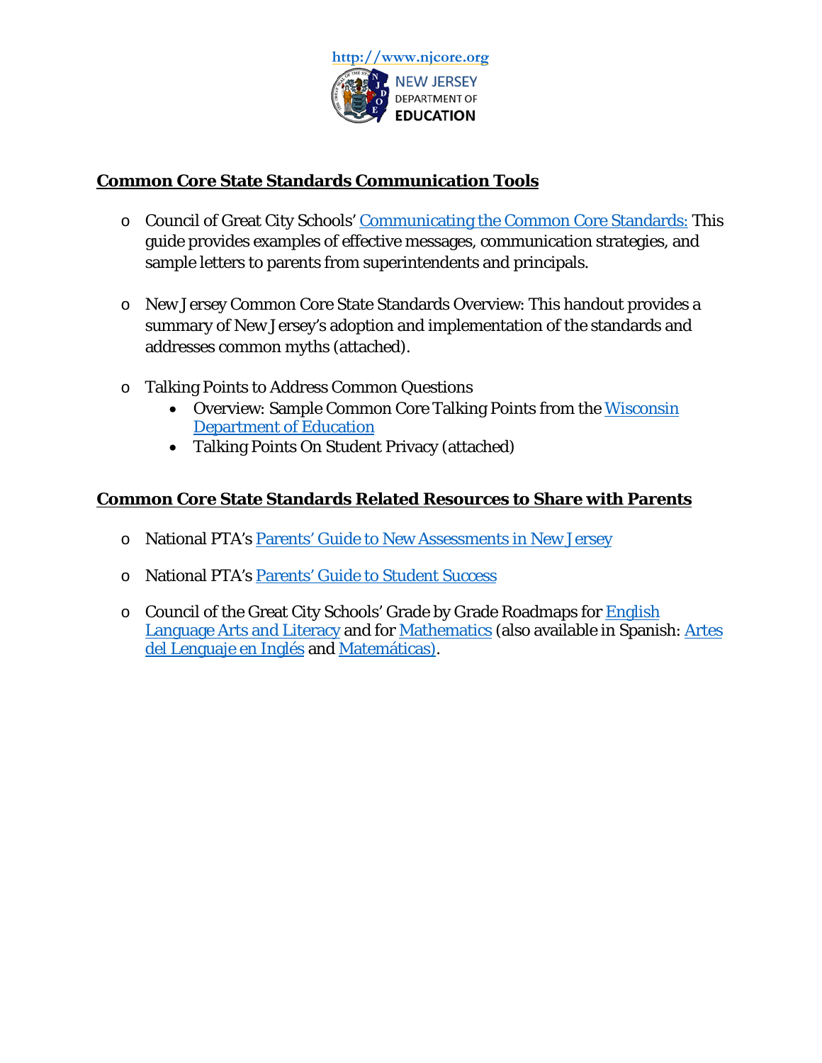http://www.njcore.org

NEW JERSEY DEPARTMENT OF EDUCATION

## Common Core State Standards Communication Tools

- Council of Great City Schools' Communicating the Common Core Standards: This guide provides examples of effective messages, communication strategies, and sample letters to parents from superintendents and principals.
- New Jersey Common Core State Standards Overview: This handout provides a summary of New Jersey's adoption and implementation of the standards and addresses common myths (attached).
- Talking Points to Address Common Questions
  - Overview: Sample Common Core Talking Points from the Wisconsin Department of Education
  - Talking Points On Student Privacy (attached)

## Common Core State Standards Related Resources to Share with Parents

- National PTA's Parents' Guide to New Assessments in New Jersey
- National PTA's Parents' Guide to Student Success
- Council of the Great City Schools' Grade by Grade Roadmaps for English Language Arts and Literacy and for Mathematics (also available in Spanish: Artes del Lenguaje en Inglés and Matemáticas).